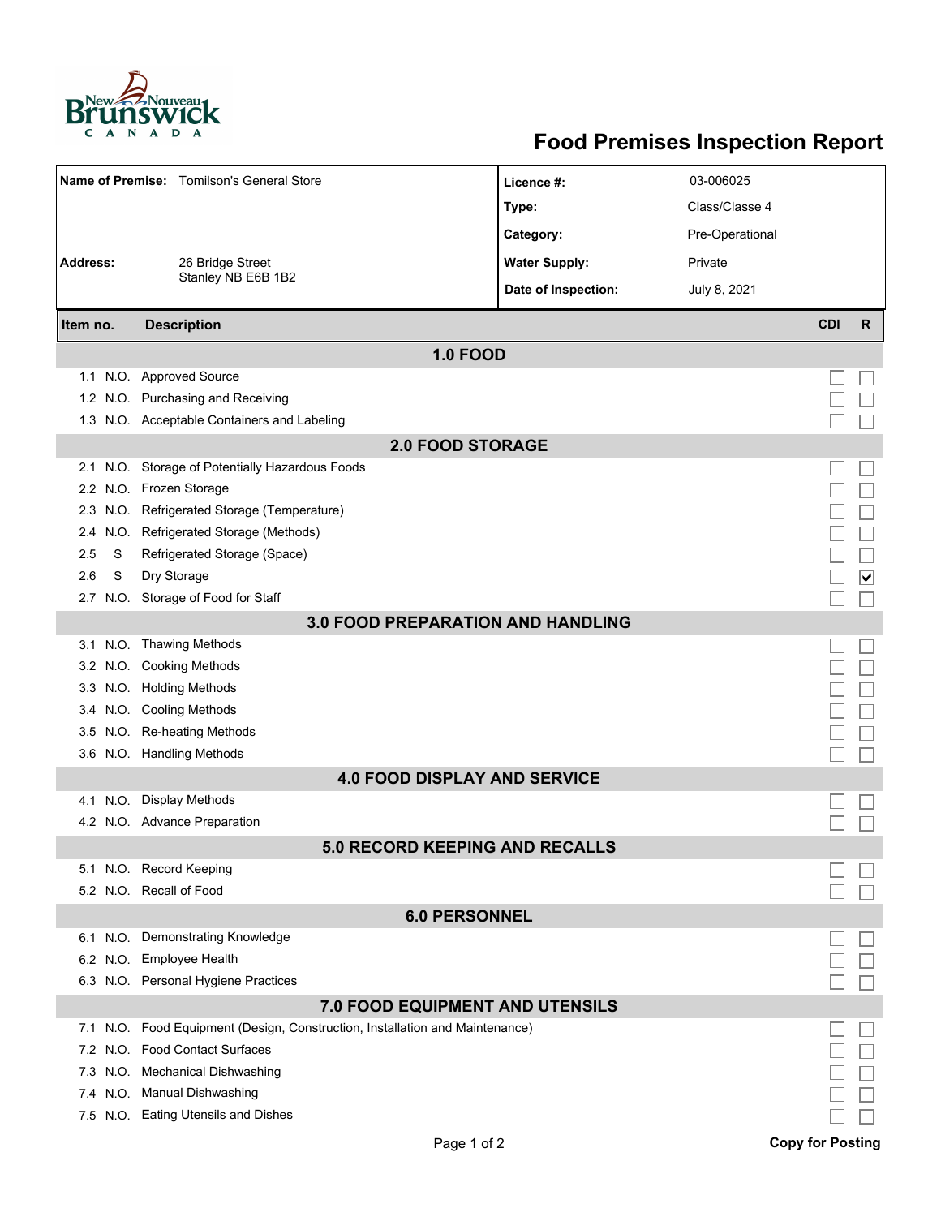# Food Premises Inspection Report

| | | | |
|---|---|---|---|
| **Name of Premise:** | Tomilson's General Store | **Licence #:** | 03-006025 |
| | | **Type:** | Class/Classe 4 |
| | | **Category:** | Pre-Operational |
| **Address:** | 26 Bridge Street<br>Stanley NB E6B 1B2 | **Water Supply:** | Private |
| | | **Date of Inspection:** | July 8, 2021 |

| Item no. | | Description | CDI | R |
|---|---|---|---|---|
| | | **1.0 FOOD** | | |
| 1.1 | N.O. | Approved Source | ☐ | ☐ |
| 1.2 | N.O. | Purchasing and Receiving | ☐ | ☐ |
| 1.3 | N.O. | Acceptable Containers and Labeling | ☐ | ☐ |
| | | **2.0 FOOD STORAGE** | | |
| 2.1 | N.O. | Storage of Potentially Hazardous Foods | ☐ | ☐ |
| 2.2 | N.O. | Frozen Storage | ☐ | ☐ |
| 2.3 | N.O. | Refrigerated Storage (Temperature) | ☐ | ☐ |
| 2.4 | N.O. | Refrigerated Storage (Methods) | ☐ | ☐ |
| 2.5 | S | Refrigerated Storage (Space) | ☐ | ☐ |
| 2.6 | S | Dry Storage | ☐ | ☑ |
| 2.7 | N.O. | Storage of Food for Staff | ☐ | ☐ |
| | | **3.0 FOOD PREPARATION AND HANDLING** | | |
| 3.1 | N.O. | Thawing Methods | ☐ | ☐ |
| 3.2 | N.O. | Cooking Methods | ☐ | ☐ |
| 3.3 | N.O. | Holding Methods | ☐ | ☐ |
| 3.4 | N.O. | Cooling Methods | ☐ | ☐ |
| 3.5 | N.O. | Re-heating Methods | ☐ | ☐ |
| 3.6 | N.O. | Handling Methods | ☐ | ☐ |
| | | **4.0 FOOD DISPLAY AND SERVICE** | | |
| 4.1 | N.O. | Display Methods | ☐ | ☐ |
| 4.2 | N.O. | Advance Preparation | ☐ | ☐ |
| | | **5.0 RECORD KEEPING AND RECALLS** | | |
| 5.1 | N.O. | Record Keeping | ☐ | ☐ |
| 5.2 | N.O. | Recall of Food | ☐ | ☐ |
| | | **6.0 PERSONNEL** | | |
| 6.1 | N.O. | Demonstrating Knowledge | ☐ | ☐ |
| 6.2 | N.O. | Employee Health | ☐ | ☐ |
| 6.3 | N.O. | Personal Hygiene Practices | ☐ | ☐ |
| | | **7.0 FOOD EQUIPMENT AND UTENSILS** | | |
| 7.1 | N.O. | Food Equipment (Design, Construction, Installation and Maintenance) | ☐ | ☐ |
| 7.2 | N.O. | Food Contact Surfaces | ☐ | ☐ |
| 7.3 | N.O. | Mechanical Dishwashing | ☐ | ☐ |
| 7.4 | N.O. | Manual Dishwashing | ☐ | ☐ |
| 7.5 | N.O. | Eating Utensils and Dishes | ☐ | ☐ |

**Copy for Posting**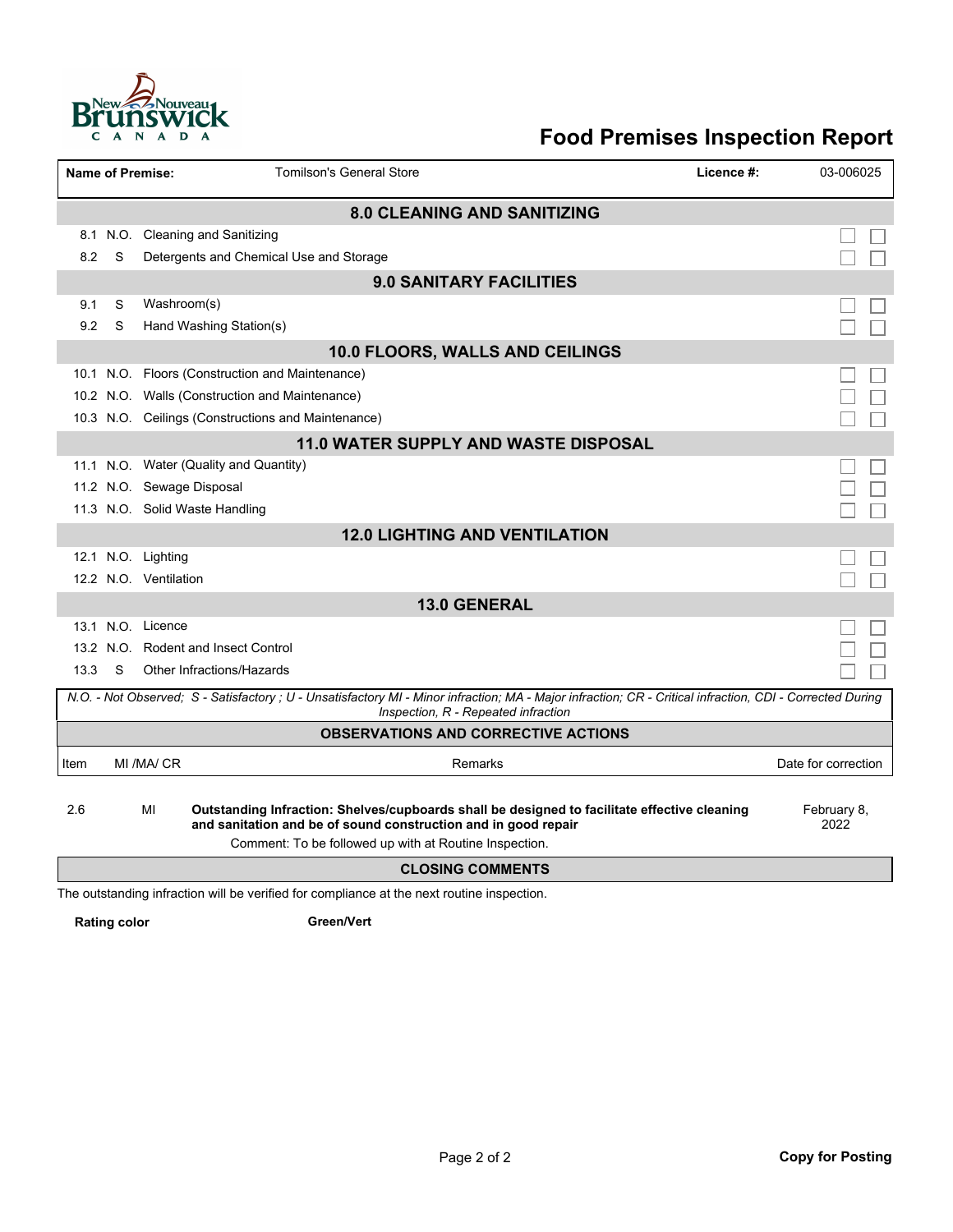# Food Premises Inspection Report

| Name of Premise: | Tomilson's General Store | Licence #: | 03-006025 |
|---|---|---|---|

## 8.0 CLEANING AND SANITIZING

| | | | | |
|---|---|---|---|---|
| 8.1 | N.O. | Cleaning and Sanitizing | ☐ | ☐ |
| 8.2 | S | Detergents and Chemical Use and Storage | ☐ | ☐ |

## 9.0 SANITARY FACILITIES

| | | | | |
|---|---|---|---|---|
| 9.1 | S | Washroom(s) | ☐ | ☐ |
| 9.2 | S | Hand Washing Station(s) | ☐ | ☐ |

## 10.0 FLOORS, WALLS AND CEILINGS

| | | | | |
|---|---|---|---|---|
| 10.1 | N.O. | Floors (Construction and Maintenance) | ☐ | ☐ |
| 10.2 | N.O. | Walls (Construction and Maintenance) | ☐ | ☐ |
| 10.3 | N.O. | Ceilings (Constructions and Maintenance) | ☐ | ☐ |

## 11.0 WATER SUPPLY AND WASTE DISPOSAL

| | | | | |
|---|---|---|---|---|
| 11.1 | N.O. | Water (Quality and Quantity) | ☐ | ☐ |
| 11.2 | N.O. | Sewage Disposal | ☐ | ☐ |
| 11.3 | N.O. | Solid Waste Handling | ☐ | ☐ |

## 12.0 LIGHTING AND VENTILATION

| | | | | |
|---|---|---|---|---|
| 12.1 | N.O. | Lighting | ☐ | ☐ |
| 12.2 | N.O. | Ventilation | ☐ | ☐ |

## 13.0 GENERAL

| | | | | |
|---|---|---|---|---|
| 13.1 | N.O. | Licence | ☐ | ☐ |
| 13.2 | N.O. | Rodent and Insect Control | ☐ | ☐ |
| 13.3 | S | Other Infractions/Hazards | ☐ | ☐ |

*N.O. - Not Observed; S - Satisfactory ; U - Unsatisfactory MI - Minor infraction; MA - Major infraction; CR - Critical infraction, CDI - Corrected During Inspection, R - Repeated infraction*

## OBSERVATIONS AND CORRECTIVE ACTIONS

| Item | MI /MA/ CR | Remarks | Date for correction |
|---|---|---|---|
| 2.6 | MI | **Outstanding Infraction: Shelves/cupboards shall be designed to facilitate effective cleaning and sanitation and be of sound construction and in good repair**<br>Comment: To be followed up with at Routine Inspection. | February 8, 2022 |

## CLOSING COMMENTS

The outstanding infraction will be verified for compliance at the next routine inspection.

**Rating color** **Green/Vert**

**Copy for Posting**